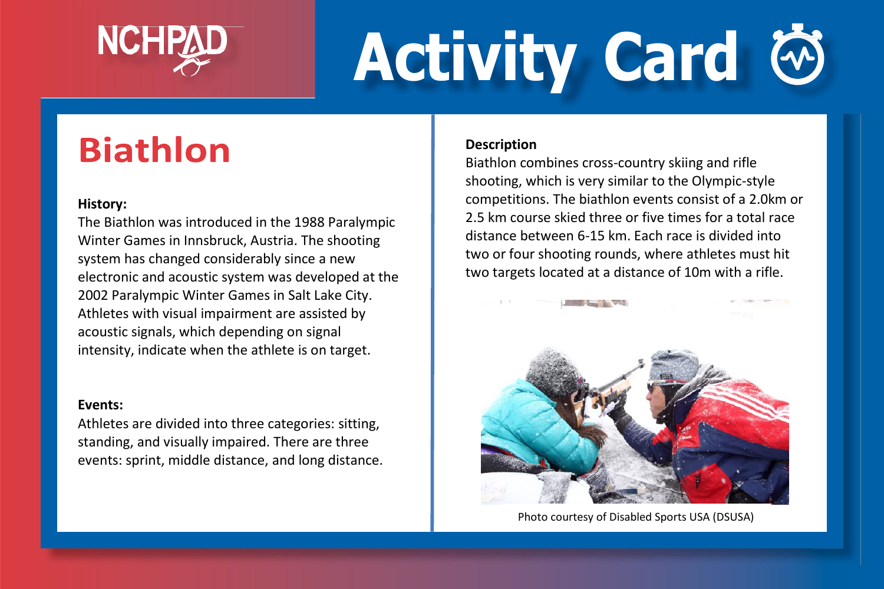NCHPAD

# Activity Card

## Biathlon

**History:**
The Biathlon was introduced in the 1988 Paralympic Winter Games in Innsbruck, Austria. The shooting system has changed considerably since a new electronic and acoustic system was developed at the 2002 Paralympic Winter Games in Salt Lake City. Athletes with visual impairment are assisted by acoustic signals, which depending on signal intensity, indicate when the athlete is on target.

**Events:**
Athletes are divided into three categories: sitting, standing, and visually impaired. There are three events: sprint, middle distance, and long distance.

**Description**
Biathlon combines cross-country skiing and rifle shooting, which is very similar to the Olympic-style competitions. The biathlon events consist of a 2.0km or 2.5 km course skied three or five times for a total race distance between 6-15 km. Each race is divided into two or four shooting rounds, where athletes must hit two targets located at a distance of 10m with a rifle.

Photo courtesy of Disabled Sports USA (DSUSA)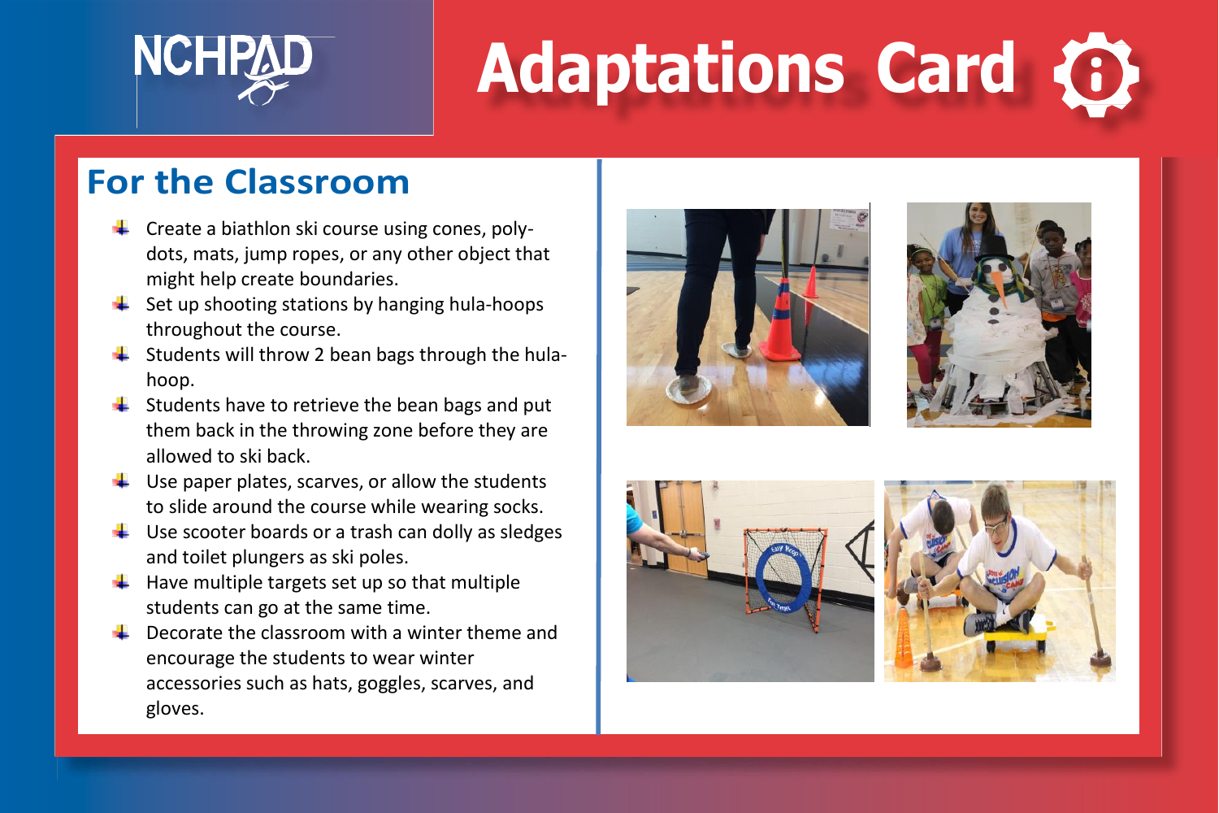# Adaptations Card

## For the Classroom

- Create a biathlon ski course using cones, poly-dots, mats, jump ropes, or any other object that might help create boundaries.
- Set up shooting stations by hanging hula-hoops throughout the course.
- Students will throw 2 bean bags through the hula-hoop.
- Students have to retrieve the bean bags and put them back in the throwing zone before they are allowed to ski back.
- Use paper plates, scarves, or allow the students to slide around the course while wearing socks.
- Use scooter boards or a trash can dolly as sledges and toilet plungers as ski poles.
- Have multiple targets set up so that multiple students can go at the same time.
- Decorate the classroom with a winter theme and encourage the students to wear winter accessories such as hats, goggles, scarves, and gloves.